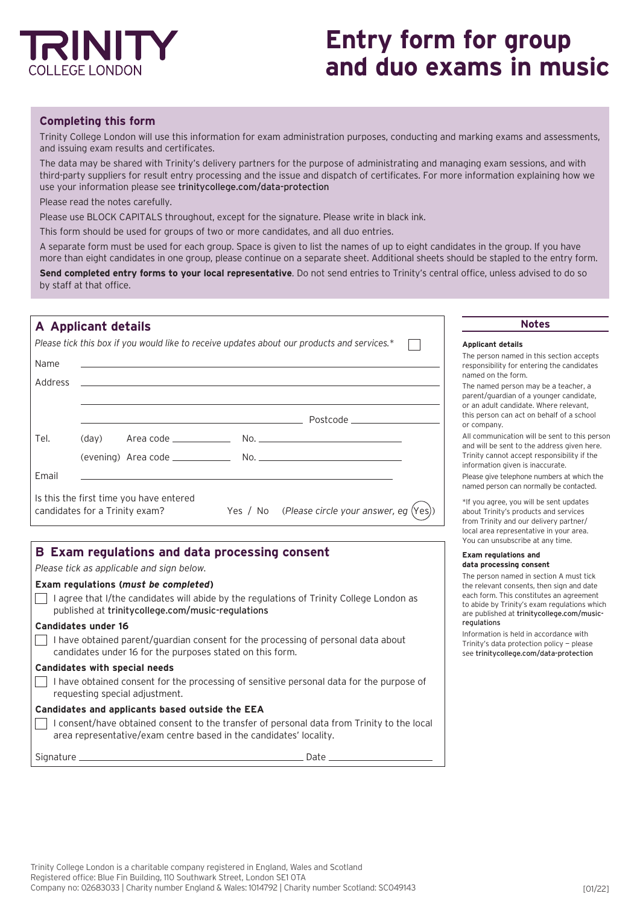TRINITY COLLEGE LONDON

# Entry form for group and duo exams in music

## Completing this form

Trinity College London will use this information for exam administration purposes, conducting and marking exams and assessments, and issuing exam results and certificates.

The data may be shared with Trinity's delivery partners for the purpose of administrating and managing exam sessions, and with third-party suppliers for result entry processing and the issue and dispatch of certificates. For more information explaining how we use your information please see trinitycollege.com/data-protection

Please read the notes carefully.

Please use BLOCK CAPITALS throughout, except for the signature. Please write in black ink.

This form should be used for groups of two or more candidates, and all duo entries.

A separate form must be used for each group. Space is given to list the names of up to eight candidates in the group. If you have more than eight candidates in one group, please continue on a separate sheet. Additional sheets should be stapled to the entry form.

**Send completed entry forms to your local representative**. Do not send entries to Trinity's central office, unless advised to do so by staff at that office.

## A Applicant details

*Please tick this box if you would like to receive updates about our products and services.** ☐

Name ____________________

Address ____________________

____________________

____________________ Postcode ____________

Tel. (day) Area code ____________ No. ____________

(evening) Area code ____________ No. ____________

Email ____________________

Is this the first time you have entered candidates for a Trinity exam? Yes / No (*Please circle your answer, eg* (Yes))

## B Exam regulations and data processing consent

*Please tick as applicable and sign below.*

**Exam regulations (*must be completed*)**

☐ I agree that I/the candidates will abide by the regulations of Trinity College London as published at trinitycollege.com/music-regulations

**Candidates under 16**

☐ I have obtained parent/guardian consent for the processing of personal data about candidates under 16 for the purposes stated on this form.

**Candidates with special needs**

☐ I have obtained consent for the processing of sensitive personal data for the purpose of requesting special adjustment.

**Candidates and applicants based outside the EEA**

☐ I consent/have obtained consent to the transfer of personal data from Trinity to the local area representative/exam centre based in the candidates' locality.

Signature ____________________ Date ____________

### Notes

**Applicant details**

The person named in this section accepts responsibility for entering the candidates named on the form.

The named person may be a teacher, a parent/guardian of a younger candidate, or an adult candidate. Where relevant, this person can act on behalf of a school or company.

All communication will be sent to this person and will be sent to the address given here. Trinity cannot accept responsibility if the information given is inaccurate.

Please give telephone numbers at which the named person can normally be contacted.

*If you agree, you will be sent updates about Trinity's products and services from Trinity and our delivery partner/local area representative in your area. You can unsubscribe at any time.

**Exam regulations and data processing consent**

The person named in section A must tick the relevant consents, then sign and date each form. This constitutes an agreement to abide by Trinity's exam regulations which are published at trinitycollege.com/music-regulations

Information is held in accordance with Trinity's data protection policy — please see trinitycollege.com/data-protection

Trinity College London is a charitable company registered in England, Wales and Scotland
Registered office: Blue Fin Building, 110 Southwark Street, London SE1 0TA
Company no: 02683033 | Charity number England & Wales: 1014792 | Charity number Scotland: SC049143

[01/22]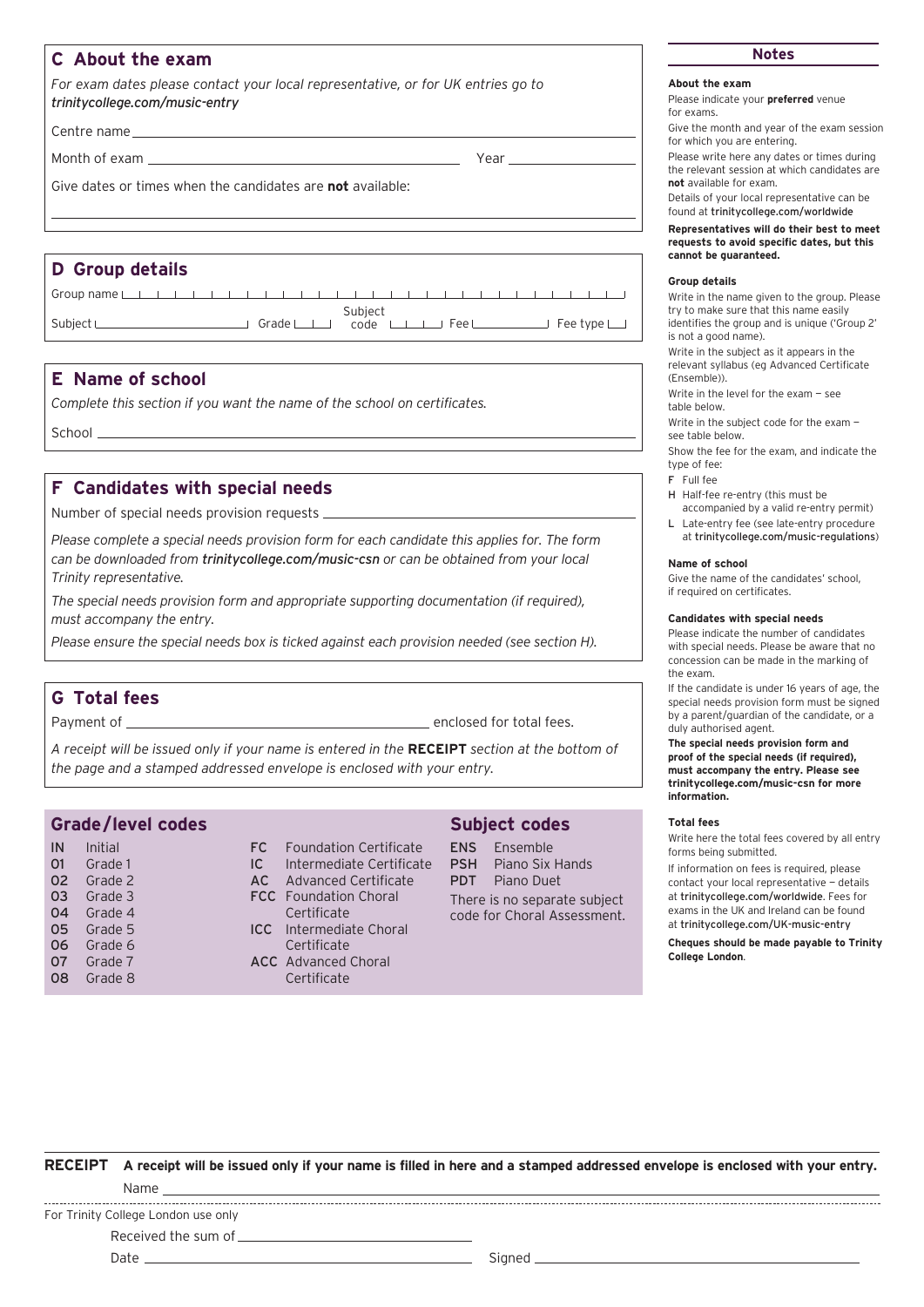## C About the exam

*For exam dates please contact your local representative, or for UK entries go to trinitycollege.com/music-entry*

Centre name \_\_\_\_\_\_\_\_\_\_\_\_\_\_\_\_\_\_\_\_\_\_\_\_\_\_\_\_\_\_

Month of exam \_\_\_\_\_\_\_\_\_\_\_\_\_\_\_\_\_\_\_\_ Year \_\_\_\_\_\_\_\_\_\_

Give dates or times when the candidates are **not** available:

## D Group details

Group name

Subject Grade Subject code Fee Fee type

## E Name of school

*Complete this section if you want the name of the school on certificates.*

School \_\_\_\_\_\_\_\_\_\_\_\_\_\_\_\_\_\_\_\_\_\_\_\_\_\_\_\_\_\_

## F Candidates with special needs

Number of special needs provision requests \_\_\_\_\_\_\_\_\_\_\_\_\_\_\_\_\_\_\_\_

*Please complete a special needs provision form for each candidate this applies for. The form can be downloaded from **trinitycollege.com/music-csn** or can be obtained from your local Trinity representative.*

*The special needs provision form and appropriate supporting documentation (if required), must accompany the entry.*

*Please ensure the special needs box is ticked against each provision needed (see section H).*

## G Total fees

Payment of \_\_\_\_\_\_\_\_\_\_\_\_\_\_\_\_\_\_\_\_ enclosed for total fees.

*A receipt will be issued only if your name is entered in the **RECEIPT** section at the bottom of the page and a stamped addressed envelope is enclosed with your entry.*

### Grade/level codes

| Code | Level |
|---|---|
| IN | Initial |
| 01 | Grade 1 |
| 02 | Grade 2 |
| 03 | Grade 3 |
| 04 | Grade 4 |
| 05 | Grade 5 |
| 06 | Grade 6 |
| 07 | Grade 7 |
| 08 | Grade 8 |
| FC | Foundation Certificate |
| IC | Intermediate Certificate |
| AC | Advanced Certificate |
| FCC | Foundation Choral Certificate |
| ICC | Intermediate Choral Certificate |
| ACC | Advanced Choral Certificate |

### Subject codes

| Code | Subject |
|---|---|
| ENS | Ensemble |
| PSH | Piano Six Hands |
| PDT | Piano Duet |

There is no separate subject code for Choral Assessment.

### Notes

**About the exam**

Please indicate your **preferred** venue for exams.

Give the month and year of the exam session for which you are entering.

Please write here any dates or times during the relevant session at which candidates are **not** available for exam.

Details of your local representative can be found at trinitycollege.com/worldwide

**Representatives will do their best to meet requests to avoid specific dates, but this cannot be guaranteed.**

**Group details**

Write in the name given to the group. Please try to make sure that this name easily identifies the group and is unique ('Group 2' is not a good name).

Write in the subject as it appears in the relevant syllabus (eg Advanced Certificate (Ensemble)).

Write in the level for the exam — see table below.

Write in the subject code for the exam — see table below.

Show the fee for the exam, and indicate the type of fee:

- **F** Full fee
- **H** Half-fee re-entry (this must be accompanied by a valid re-entry permit)
- **L** Late-entry fee (see late-entry procedure at trinitycollege.com/music-regulations)

**Name of school**

Give the name of the candidates' school, if required on certificates.

**Candidates with special needs**

Please indicate the number of candidates with special needs. Please be aware that no concession can be made in the marking of the exam.

If the candidate is under 16 years of age, the special needs provision form must be signed by a parent/guardian of the candidate, or a duly authorised agent.

**The special needs provision form and proof of the special needs (if required), must accompany the entry. Please see trinitycollege.com/music-csn for more information.**

**Total fees**

Write here the total fees covered by all entry forms being submitted.

If information on fees is required, please contact your local representative — details at trinitycollege.com/worldwide. Fees for exams in the UK and Ireland can be found at trinitycollege.com/UK-music-entry

**Cheques should be made payable to Trinity College London**.

---

**RECEIPT** **A receipt will be issued only if your name is filled in here and a stamped addressed envelope is enclosed with your entry.**

Name \_\_\_\_\_\_\_\_\_\_\_\_\_\_\_\_\_\_\_\_\_\_\_\_\_\_\_\_\_\_

For Trinity College London use only

Received the sum of \_\_\_\_\_\_\_\_\_\_\_\_\_\_\_\_\_\_\_\_

Date \_\_\_\_\_\_\_\_\_\_\_\_\_\_\_\_\_\_\_\_ Signed \_\_\_\_\_\_\_\_\_\_\_\_\_\_\_\_\_\_\_\_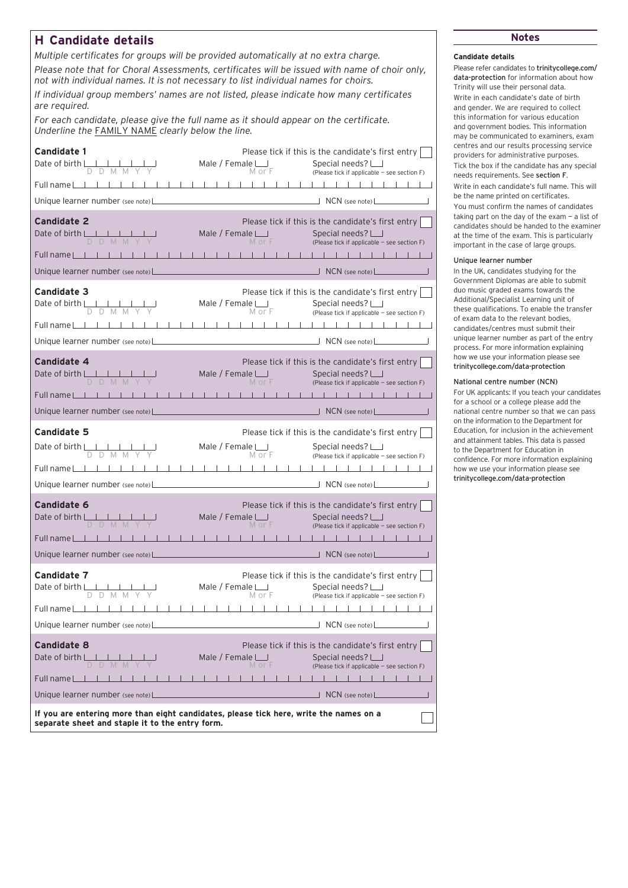## H Candidate details

*Multiple certificates for groups will be provided automatically at no extra charge.*

*Please note that for Choral Assessments, certificates will be issued with name of choir only, not with individual names. It is not necessary to list individual names for choirs.*

*If individual group members' names are not listed, please indicate how many certificates are required.*

*For each candidate, please give the full name as it should appear on the certificate. Underline the FAMILY NAME clearly below the line.*

**Candidate 1**

Please tick if this is the candidate's first entry ☐

Date of birth D D M M Y Y

Male / Female (M or F)

Special needs? (Please tick if applicable – see section F)

Full name

Unique learner number (see note)

NCN (see note)

**Candidate 2**

Please tick if this is the candidate's first entry ☐

Date of birth D D M M Y Y

Male / Female (M or F)

Special needs? (Please tick if applicable – see section F)

Full name

Unique learner number (see note)

NCN (see note)

**Candidate 3**

Please tick if this is the candidate's first entry ☐

Date of birth D D M M Y Y

Male / Female (M or F)

Special needs? (Please tick if applicable – see section F)

Full name

Unique learner number (see note)

NCN (see note)

**Candidate 4**

Please tick if this is the candidate's first entry ☐

Date of birth D D M M Y Y

Male / Female (M or F)

Special needs? (Please tick if applicable – see section F)

Full name

Unique learner number (see note)

NCN (see note)

**Candidate 5**

Please tick if this is the candidate's first entry ☐

Date of birth D D M M Y Y

Male / Female (M or F)

Special needs? (Please tick if applicable – see section F)

Full name

Unique learner number (see note)

NCN (see note)

**Candidate 6**

Please tick if this is the candidate's first entry ☐

Date of birth D D M M Y Y

Male / Female (M or F)

Special needs? (Please tick if applicable – see section F)

Full name

Unique learner number (see note)

NCN (see note)

**Candidate 7**

Please tick if this is the candidate's first entry ☐

Date of birth D D M M Y Y

Male / Female (M or F)

Special needs? (Please tick if applicable – see section F)

Full name

Unique learner number (see note)

NCN (see note)

**Candidate 8**

Please tick if this is the candidate's first entry ☐

Date of birth D D M M Y Y

Male / Female (M or F)

Special needs? (Please tick if applicable – see section F)

Full name

Unique learner number (see note)

NCN (see note)

**If you are entering more than eight candidates, please tick here, write the names on a separate sheet and staple it to the entry form.** ☐

## Notes

**Candidate details**

Please refer candidates to trinitycollege.com/data-protection for information about how Trinity will use their personal data.

Write in each candidate's date of birth and gender. We are required to collect this information for various education and government bodies. This information may be communicated to examiners, exam centres and our results processing service providers for administrative purposes.

Tick the box if the candidate has any special needs requirements. See section F.

Write in each candidate's full name. This will be the name printed on certificates.

You must confirm the names of candidates taking part on the day of the exam – a list of candidates should be handed to the examiner at the time of the exam. This is particularly important in the case of large groups.

**Unique learner number**

In the UK, candidates studying for the Government Diplomas are able to submit duo music graded exams towards the Additional/Specialist Learning unit of these qualifications. To enable the transfer of exam data to the relevant bodies, candidates/centres must submit their unique learner number as part of the entry process. For more information explaining how we use your information please see trinitycollege.com/data-protection

**National centre number (NCN)**

For UK applicants: If you teach your candidates for a school or a college please add the national centre number so that we can pass on the information to the Department for Education, for inclusion in the achievement and attainment tables. This data is passed to the Department for Education in confidence. For more information explaining how we use your information please see trinitycollege.com/data-protection